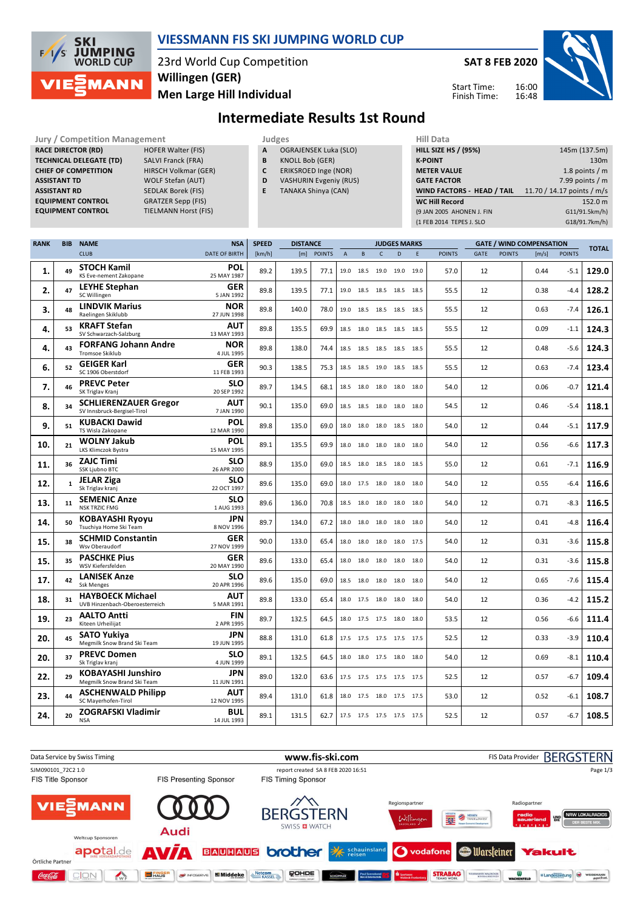# VIESSMANN FIS SKI JUMPING WORLD CUP

23rd World Cup Competition
Willingen (GER)
Men Large Hill Individual

SAT 8 FEB 2020

Start Time: 16:00
Finish Time: 16:48

## Intermediate Results 1st Round

| Jury / Competition Management | |
|---|---|
| RACE DIRECTOR (RD) | HOFER Walter (FIS) |
| TECHNICAL DELEGATE (TD) | SALVI Franck (FRA) |
| CHIEF OF COMPETITION | HIRSCH Volkmar (GER) |
| ASSISTANT TD | WOLF Stefan (AUT) |
| ASSISTANT RD | SEDLAK Borek (FIS) |
| EQUIPMENT CONTROL | GRATZER Sepp (FIS) |
| EQUIPMENT CONTROL | TIELMANN Horst (FIS) |

| Judges | |
|---|---|
| A | OGRAJENSEK Luka (SLO) |
| B | KNOLL Bob (GER) |
| C | ERIKSROED Inge (NOR) |
| D | VASHURIN Evgeniy (RUS) |
| E | TANAKA Shinya (CAN) |

| Hill Data | |
|---|---|
| HILL SIZE HS / (95%) | 145m (137.5m) |
| K-POINT | 130m |
| METER VALUE | 1.8 points / m |
| GATE FACTOR | 7.99 points / m |
| WIND FACTORS - HEAD / TAIL | 11.70 / 14.17 points / m/s |
| WC Hill Record | 152.0 m |
| (9 JAN 2005 AHONEN J. FIN | G11/91.5km/h) |
| (1 FEB 2014 TEPES J. SLO | G18/91.7km/h) |

| RANK | BIB | NAME / CLUB | NSA / DATE OF BIRTH | SPEED [km/h] | DISTANCE [m] | DISTANCE POINTS | A | B | C | D | E | JUDGES POINTS | GATE | GATE POINTS | WIND [m/s] | WIND POINTS | TOTAL |
|---|---|---|---|---|---|---|---|---|---|---|---|---|---|---|---|---|---|
| 1. | 49 | STOCH Kamil / KS Eve-nement Zakopane | POL / 25 MAY 1987 | 89.2 | 139.5 | 77.1 | 19.0 | 18.5 | 19.0 | 19.0 | 19.0 | 57.0 | 12 | | 0.44 | -5.1 | 129.0 |
| 2. | 47 | LEYHE Stephan / SC Willingen | GER / 5 JAN 1992 | 89.8 | 139.5 | 77.1 | 19.0 | 18.5 | 18.5 | 18.5 | 18.5 | 55.5 | 12 | | 0.38 | -4.4 | 128.2 |
| 3. | 48 | LINDVIK Marius / Raelingen Skiklubb | NOR / 27 JUN 1998 | 89.8 | 140.0 | 78.0 | 19.0 | 18.5 | 18.5 | 18.5 | 18.5 | 55.5 | 12 | | 0.63 | -7.4 | 126.1 |
| 4. | 53 | KRAFT Stefan / SV Schwarzach-Salzburg | AUT / 13 MAY 1993 | 89.8 | 135.5 | 69.9 | 18.5 | 18.0 | 18.5 | 18.5 | 18.5 | 55.5 | 12 | | 0.09 | -1.1 | 124.3 |
| 4. | 43 | FORFANG Johann Andre / Tromsoe Skiklub | NOR / 4 JUL 1995 | 89.8 | 138.0 | 74.4 | 18.5 | 18.5 | 18.5 | 18.5 | 18.5 | 55.5 | 12 | | 0.48 | -5.6 | 124.3 |
| 6. | 52 | GEIGER Karl / SC 1906 Oberstdorf | GER / 11 FEB 1993 | 90.3 | 138.5 | 75.3 | 18.5 | 18.5 | 19.0 | 18.5 | 18.5 | 55.5 | 12 | | 0.63 | -7.4 | 123.4 |
| 7. | 46 | PREVC Peter / SK Triglav Kranj | SLO / 20 SEP 1992 | 89.7 | 134.5 | 68.1 | 18.5 | 18.0 | 18.0 | 18.0 | 18.0 | 54.0 | 12 | | 0.06 | -0.7 | 121.4 |
| 8. | 34 | SCHLIERENZAUER Gregor / SV Innsbruck-Bergisel-Tirol | AUT / 7 JAN 1990 | 90.1 | 135.0 | 69.0 | 18.5 | 18.5 | 18.0 | 18.0 | 18.0 | 54.5 | 12 | | 0.46 | -5.4 | 118.1 |
| 9. | 51 | KUBACKI Dawid / TS Wisla Zakopane | POL / 12 MAR 1990 | 89.8 | 135.0 | 69.0 | 18.0 | 18.0 | 18.0 | 18.5 | 18.0 | 54.0 | 12 | | 0.44 | -5.1 | 117.9 |
| 10. | 21 | WOLNY Jakub / LKS Klimczok Bystra | POL / 15 MAY 1995 | 89.1 | 135.5 | 69.9 | 18.0 | 18.0 | 18.0 | 18.0 | 18.0 | 54.0 | 12 | | 0.56 | -6.6 | 117.3 |
| 11. | 36 | ZAJC Timi / SSK Ljubno BTC | SLO / 26 APR 2000 | 88.9 | 135.0 | 69.0 | 18.5 | 18.0 | 18.5 | 18.0 | 18.5 | 55.0 | 12 | | 0.61 | -7.1 | 116.9 |
| 12. | 1 | JELAR Ziga / Sk Triglav kranj | SLO / 22 OCT 1997 | 89.6 | 135.0 | 69.0 | 18.0 | 17.5 | 18.0 | 18.0 | 18.0 | 54.0 | 12 | | 0.55 | -6.4 | 116.6 |
| 13. | 11 | SEMENIC Anze / NSK TRZIC FMG | SLO / 1 AUG 1993 | 89.6 | 136.0 | 70.8 | 18.5 | 18.0 | 18.0 | 18.0 | 18.0 | 54.0 | 12 | | 0.71 | -8.3 | 116.5 |
| 14. | 50 | KOBAYASHI Ryoyu / Tsuchiya Home Ski Team | JPN / 8 NOV 1996 | 89.7 | 134.0 | 67.2 | 18.0 | 18.0 | 18.0 | 18.0 | 18.0 | 54.0 | 12 | | 0.41 | -4.8 | 116.4 |
| 15. | 38 | SCHMID Constantin / Wsv Oberaudorf | GER / 27 NOV 1999 | 90.0 | 133.0 | 65.4 | 18.0 | 18.0 | 18.0 | 18.0 | 17.5 | 54.0 | 12 | | 0.31 | -3.6 | 115.8 |
| 15. | 35 | PASCHKE Pius / WSV Kiefersfelden | GER / 20 MAY 1990 | 89.6 | 133.0 | 65.4 | 18.0 | 18.0 | 18.0 | 18.0 | 18.0 | 54.0 | 12 | | 0.31 | -3.6 | 115.8 |
| 17. | 42 | LANISEK Anze / Ssk Menges | SLO / 20 APR 1996 | 89.6 | 135.0 | 69.0 | 18.5 | 18.0 | 18.0 | 18.0 | 18.0 | 54.0 | 12 | | 0.65 | -7.6 | 115.4 |
| 18. | 31 | HAYBOECK Michael / UVB Hinzenbach-Oberoesterreich | AUT / 5 MAR 1991 | 89.8 | 133.0 | 65.4 | 18.0 | 17.5 | 18.0 | 18.0 | 18.0 | 54.0 | 12 | | 0.36 | -4.2 | 115.2 |
| 19. | 23 | AALTO Antti / Kiteen Urheilijat | FIN / 2 APR 1995 | 89.7 | 132.5 | 64.5 | 18.0 | 17.5 | 17.5 | 18.0 | 18.0 | 53.5 | 12 | | 0.56 | -6.6 | 111.4 |
| 20. | 45 | SATO Yukiya / Megmilk Snow Brand Ski Team | JPN / 19 JUN 1995 | 88.8 | 131.0 | 61.8 | 17.5 | 17.5 | 17.5 | 17.5 | 17.5 | 52.5 | 12 | | 0.33 | -3.9 | 110.4 |
| 20. | 37 | PREVC Domen / Sk Triglav kranj | SLO / 4 JUN 1999 | 89.1 | 132.5 | 64.5 | 18.0 | 18.0 | 17.5 | 18.0 | 18.0 | 54.0 | 12 | | 0.69 | -8.1 | 110.4 |
| 22. | 29 | KOBAYASHI Junshiro / Megmilk Snow Brand Ski Team | JPN / 11 JUN 1991 | 89.0 | 132.0 | 63.6 | 17.5 | 17.5 | 17.5 | 17.5 | 17.5 | 52.5 | 12 | | 0.57 | -6.7 | 109.4 |
| 23. | 44 | ASCHENWALD Philipp / SC Mayerhofen-Tirol | AUT / 12 NOV 1995 | 89.4 | 131.0 | 61.8 | 18.0 | 17.5 | 18.0 | 17.5 | 17.5 | 53.0 | 12 | | 0.52 | -6.1 | 108.7 |
| 24. | 20 | ZOGRAFSKI Vladimir / NSA | BUL / 14 JUL 1993 | 89.1 | 131.5 | 62.7 | 17.5 | 17.5 | 17.5 | 17.5 | 17.5 | 52.5 | 12 | | 0.57 | -6.7 | 108.5 |

Data Service by Swiss Timing — www.fis-ski.com — FIS Data Provider BERGSTERN

SJM090101_72C2 1.0 — report created SA 8 FEB 2020 16:51

FIS Title Sponsor: VIESSMANN — FIS Presenting Sponsor: Audi — FIS Timing Sponsor: BERGSTERN SWISS WATCH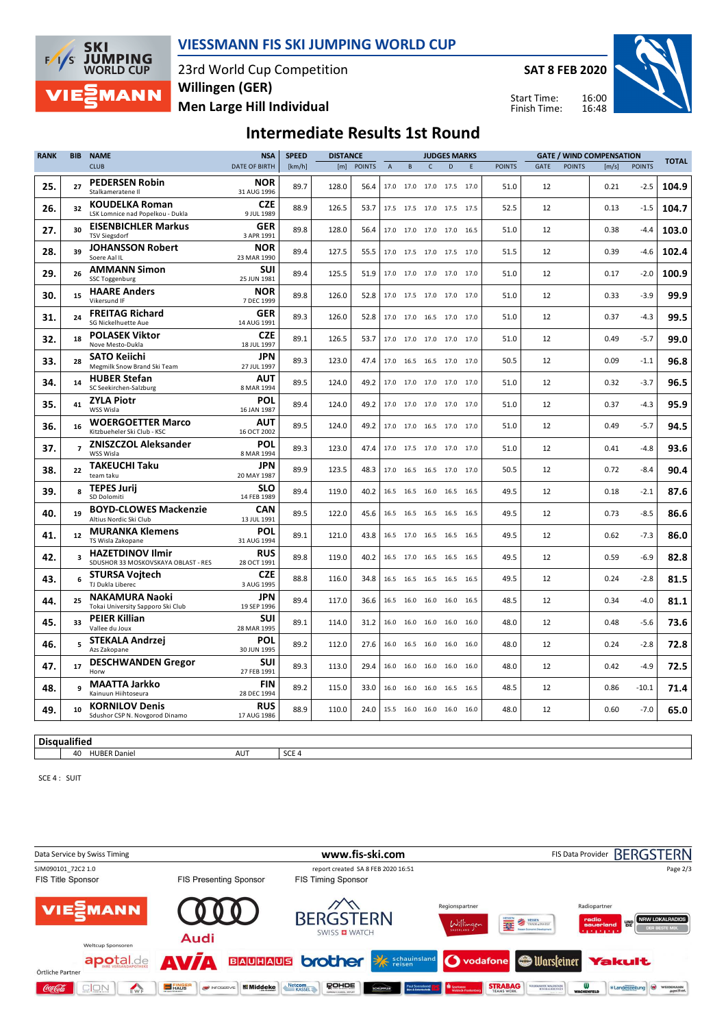# VIESSMANN FIS SKI JUMPING WORLD CUP

23rd World Cup Competition
Willingen (GER)
Men Large Hill Individual

SAT 8 FEB 2020

Start Time: 16:00
Finish Time: 16:48

## Intermediate Results 1st Round

| RANK | BIB | NAME / CLUB | NSA / DATE OF BIRTH | SPEED [km/h] | DISTANCE [m] | DISTANCE POINTS | A | B | C | D | E | JUDGES POINTS | GATE | GATE POINTS | WIND [m/s] | WIND POINTS | TOTAL |
|---|---|---|---|---|---|---|---|---|---|---|---|---|---|---|---|---|---|
| 25. | 27 | **PEDERSEN Robin** Stalkameratene Il | **NOR** 31 AUG 1996 | 89.7 | 128.0 | 56.4 | 17.0 | 17.0 | 17.0 | 17.5 | 17.0 | 51.0 | 12 | | 0.21 | -2.5 | **104.9** |
| 26. | 32 | **KOUDELKA Roman** LSK Lomnice nad Popelkou - Dukla | **CZE** 9 JUL 1989 | 88.9 | 126.5 | 53.7 | 17.5 | 17.5 | 17.0 | 17.5 | 17.5 | 52.5 | 12 | | 0.13 | -1.5 | **104.7** |
| 27. | 30 | **EISENBICHLER Markus** TSV Siegsdorf | **GER** 3 APR 1991 | 89.8 | 128.0 | 56.4 | 17.0 | 17.0 | 17.0 | 17.0 | 16.5 | 51.0 | 12 | | 0.38 | -4.4 | **103.0** |
| 28. | 39 | **JOHANSSON Robert** Soere Aal IL | **NOR** 23 MAR 1990 | 89.4 | 127.5 | 55.5 | 17.0 | 17.5 | 17.0 | 17.5 | 17.0 | 51.5 | 12 | | 0.39 | -4.6 | **102.4** |
| 29. | 26 | **AMMANN Simon** SSC Toggenburg | **SUI** 25 JUN 1981 | 89.4 | 125.5 | 51.9 | 17.0 | 17.0 | 17.0 | 17.0 | 17.0 | 51.0 | 12 | | 0.17 | -2.0 | **100.9** |
| 30. | 15 | **HAARE Anders** Vikersund IF | **NOR** 7 DEC 1999 | 89.8 | 126.0 | 52.8 | 17.0 | 17.5 | 17.0 | 17.0 | 17.0 | 51.0 | 12 | | 0.33 | -3.9 | **99.9** |
| 31. | 24 | **FREITAG Richard** SG Nickelhuette Aue | **GER** 14 AUG 1991 | 89.3 | 126.0 | 52.8 | 17.0 | 17.0 | 16.5 | 17.0 | 17.0 | 51.0 | 12 | | 0.37 | -4.3 | **99.5** |
| 32. | 18 | **POLASEK Viktor** Nove Mesto-Dukla | **CZE** 18 JUL 1997 | 89.1 | 126.5 | 53.7 | 17.0 | 17.0 | 17.0 | 17.0 | 17.0 | 51.0 | 12 | | 0.49 | -5.7 | **99.0** |
| 33. | 28 | **SATO Keiichi** Megmilk Snow Brand Ski Team | **JPN** 27 JUL 1997 | 89.3 | 123.0 | 47.4 | 17.0 | 16.5 | 16.5 | 17.0 | 17.0 | 50.5 | 12 | | 0.09 | -1.1 | **96.8** |
| 34. | 14 | **HUBER Stefan** SC Seekirchen-Salzburg | **AUT** 8 MAR 1994 | 89.5 | 124.0 | 49.2 | 17.0 | 17.0 | 17.0 | 17.0 | 17.0 | 51.0 | 12 | | 0.32 | -3.7 | **96.5** |
| 35. | 41 | **ZYLA Piotr** WSS Wisla | **POL** 16 JAN 1987 | 89.4 | 124.0 | 49.2 | 17.0 | 17.0 | 17.0 | 17.0 | 17.0 | 51.0 | 12 | | 0.37 | -4.3 | **95.9** |
| 36. | 16 | **WOERGOETTER Marco** Kitzbueheler Ski Club - KSC | **AUT** 16 OCT 2002 | 89.5 | 124.0 | 49.2 | 17.0 | 17.0 | 16.5 | 17.0 | 17.0 | 51.0 | 12 | | 0.49 | -5.7 | **94.5** |
| 37. | 7 | **ZNISZCZOL Aleksander** WSS Wisla | **POL** 8 MAR 1994 | 89.3 | 123.0 | 47.4 | 17.0 | 17.5 | 17.0 | 17.0 | 17.0 | 51.0 | 12 | | 0.41 | -4.8 | **93.6** |
| 38. | 22 | **TAKEUCHI Taku** team taku | **JPN** 20 MAY 1987 | 89.9 | 123.5 | 48.3 | 17.0 | 16.5 | 16.5 | 17.0 | 17.0 | 50.5 | 12 | | 0.72 | -8.4 | **90.4** |
| 39. | 8 | **TEPES Jurij** SD Dolomiti | **SLO** 14 FEB 1989 | 89.4 | 119.0 | 40.2 | 16.5 | 16.5 | 16.0 | 16.5 | 16.5 | 49.5 | 12 | | 0.18 | -2.1 | **87.6** |
| 40. | 19 | **BOYD-CLOWES Mackenzie** Altius Nordic Ski Club | **CAN** 13 JUL 1991 | 89.5 | 122.0 | 45.6 | 16.5 | 16.5 | 16.5 | 16.5 | 16.5 | 49.5 | 12 | | 0.73 | -8.5 | **86.6** |
| 41. | 12 | **MURANKA Klemens** TS Wisla Zakopane | **POL** 31 AUG 1994 | 89.1 | 121.0 | 43.8 | 16.5 | 17.0 | 16.5 | 16.5 | 16.5 | 49.5 | 12 | | 0.62 | -7.3 | **86.0** |
| 42. | 3 | **HAZETDINOV Ilmir** SDUSHOR 33 MOSKOVSKAYA OBLAST - RES | **RUS** 28 OCT 1991 | 89.8 | 119.0 | 40.2 | 16.5 | 17.0 | 16.5 | 16.5 | 16.5 | 49.5 | 12 | | 0.59 | -6.9 | **82.8** |
| 43. | 6 | **STURSA Vojtech** TJ Dukla Liberec | **CZE** 3 AUG 1995 | 88.8 | 116.0 | 34.8 | 16.5 | 16.5 | 16.5 | 16.5 | 16.5 | 49.5 | 12 | | 0.24 | -2.8 | **81.5** |
| 44. | 25 | **NAKAMURA Naoki** Tokai University Sapporo Ski Club | **JPN** 19 SEP 1996 | 89.4 | 117.0 | 36.6 | 16.5 | 16.0 | 16.0 | 16.0 | 16.5 | 48.5 | 12 | | 0.34 | -4.0 | **81.1** |
| 45. | 33 | **PEIER Killian** Vallee du Joux | **SUI** 28 MAR 1995 | 89.1 | 114.0 | 31.2 | 16.0 | 16.0 | 16.0 | 16.0 | 16.0 | 48.0 | 12 | | 0.48 | -5.6 | **73.6** |
| 46. | 5 | **STEKALA Andrzej** Azs Zakopane | **POL** 30 JUN 1995 | 89.2 | 112.0 | 27.6 | 16.0 | 16.5 | 16.0 | 16.0 | 16.0 | 48.0 | 12 | | 0.24 | -2.8 | **72.8** |
| 47. | 17 | **DESCHWANDEN Gregor** Horw | **SUI** 27 FEB 1991 | 89.3 | 113.0 | 29.4 | 16.0 | 16.0 | 16.0 | 16.0 | 16.0 | 48.0 | 12 | | 0.42 | -4.9 | **72.5** |
| 48. | 9 | **MAATTA Jarkko** Kainuun Hiihtoseura | **FIN** 28 DEC 1994 | 89.2 | 115.0 | 33.0 | 16.0 | 16.0 | 16.0 | 16.5 | 16.5 | 48.5 | 12 | | 0.86 | -10.1 | **71.4** |
| 49. | 10 | **KORNILOV Denis** Sdushor CSP N. Novgorod Dinamo | **RUS** 17 AUG 1986 | 88.9 | 110.0 | 24.0 | 15.5 | 16.0 | 16.0 | 16.0 | 16.0 | 48.0 | 12 | | 0.60 | -7.0 | **65.0** |

**Disqualified**

| BIB | NAME | NSA | REASON |
|---|---|---|---|
| 40 | HUBER Daniel | AUT | SCE 4 |

SCE 4 : SUIT

Data Service by Swiss Timing — www.fis-ski.com — FIS Data Provider BERGSTERN

SJM090101_72C2 1.0 — report created SA 8 FEB 2020 16:51

FIS Title Sponsor: VIESSMANN — FIS Presenting Sponsor: Audi — FIS Timing Sponsor: BERGSTERN SWISS WATCH — Regionspartner — Radiopartner — Weltcup Sponsoren — Örtliche Partner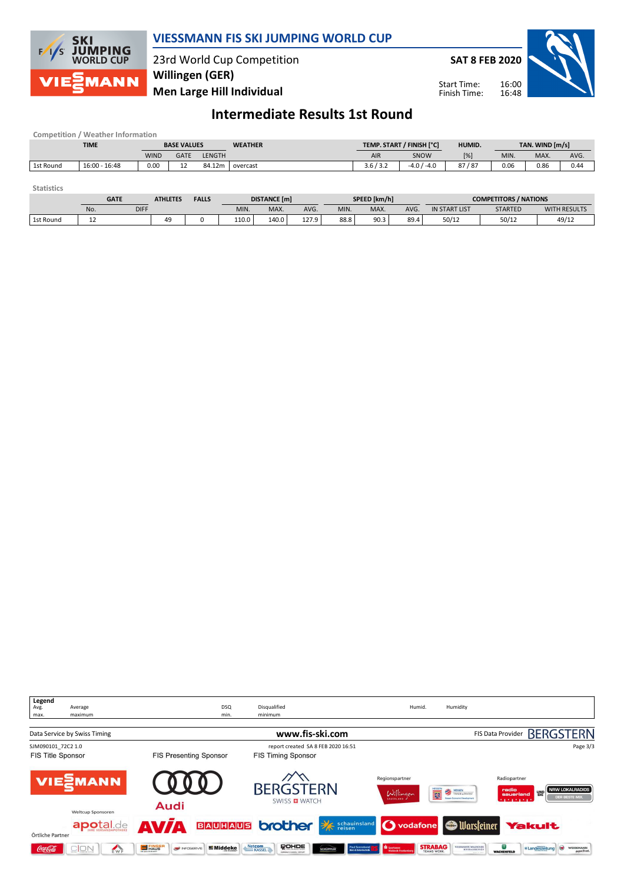## VIESSMANN FIS SKI JUMPING WORLD CUP

23rd World Cup Competition
**Willingen (GER)**
**Men Large Hill Individual**

**SAT 8 FEB 2020**

Start Time: 16:00
Finish Time: 16:48

# Intermediate Results 1st Round

Competition / Weather Information

| | TIME | BASE VALUES | | | WEATHER | TEMP. START / FINISH [°C] | | HUMID. | TAN. WIND [m/s] | | |
|---|---|---|---|---|---|---|---|---|---|---|---|
| | | WIND | GATE | LENGTH | | AIR | SNOW | [%] | MIN. | MAX. | AVG. |
| 1st Round | 16:00 - 16:48 | 0.00 | 12 | 84.12m | overcast | 3.6 / 3.2 | -4.0 / -4.0 | 87 / 87 | 0.06 | 0.86 | 0.44 |

Statistics

| | GATE | | ATHLETES | FALLS | DISTANCE [m] | | | SPEED [km/h] | | | COMPETITORS / NATIONS | | |
|---|---|---|---|---|---|---|---|---|---|---|---|---|---|
| | No. | DIFF | | | MIN. | MAX. | AVG. | MIN. | MAX. | AVG. | IN START LIST | STARTED | WITH RESULTS |
| 1st Round | 12 | | 49 | 0 | 110.0 | 140.0 | 127.9 | 88.8 | 90.3 | 89.4 | 50/12 | 50/12 | 49/12 |

**Legend**

| | | | | | |
|---|---|---|---|---|---|
| Avg. | Average | DSQ | Disqualified | Humid. | Humidity |
| max. | maximum | min. | minimum | | |

Data Service by Swiss Timing — www.fis-ski.com — FIS Data Provider BERGSTERN

SJM090101_72C2 1.0 — report created SA 8 FEB 2020 16:51

FIS Title Sponsor — FIS Presenting Sponsor — FIS Timing Sponsor